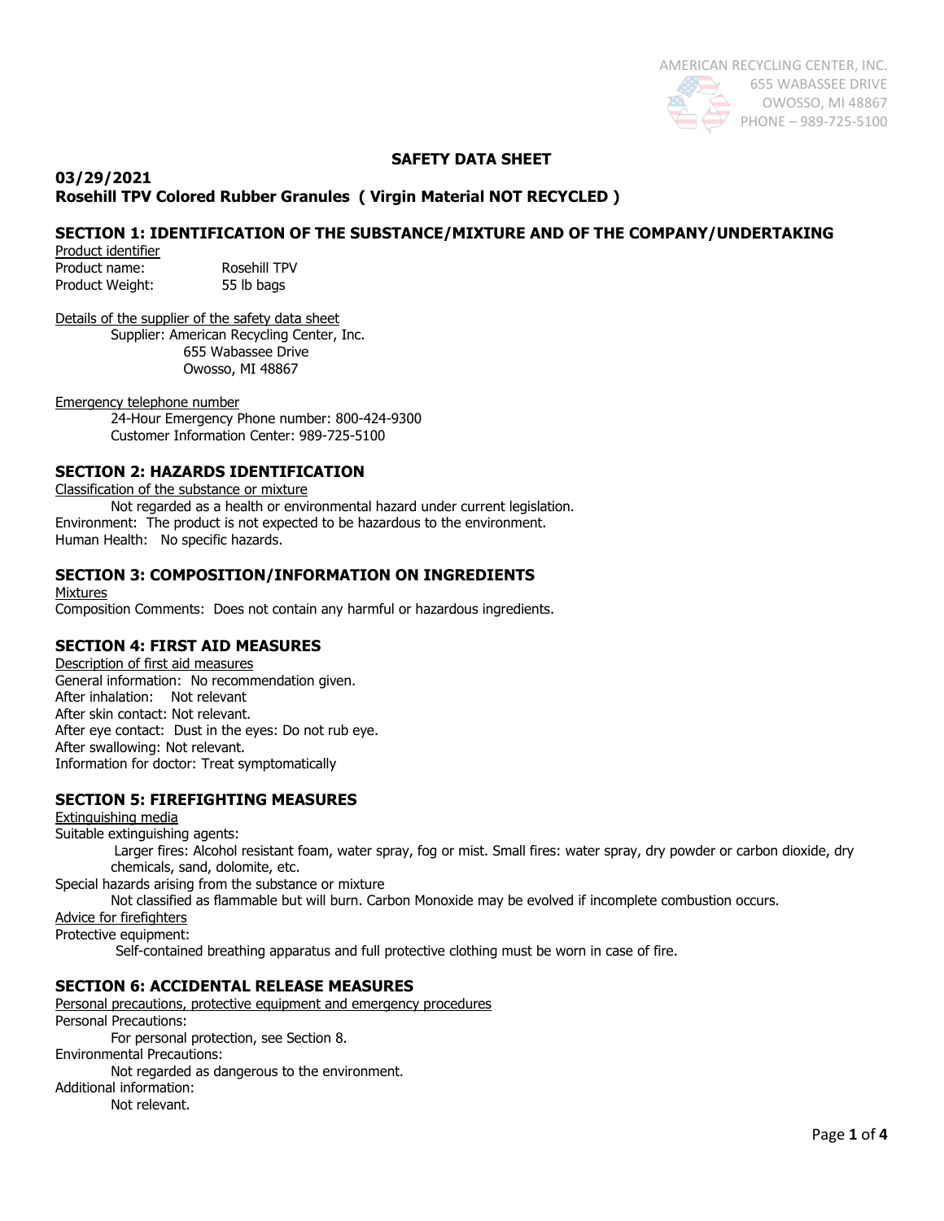AMERICAN RECYCLING CENTER, INC.
655 WABASSEE DRIVE
OWOSSO, MI 48867
PHONE – 989-725-5100

# SAFETY DATA SHEET

**03/29/2021**
**Rosehill TPV Colored Rubber Granules ( Virgin Material NOT RECYCLED )**

## SECTION 1: IDENTIFICATION OF THE SUBSTANCE/MIXTURE AND OF THE COMPANY/UNDERTAKING

Product identifier

Product name: Rosehill TPV
Product Weight: 55 lb bags

Details of the supplier of the safety data sheet

Supplier: American Recycling Center, Inc.
655 Wabassee Drive
Owosso, MI 48867

Emergency telephone number

24-Hour Emergency Phone number: 800-424-9300
Customer Information Center: 989-725-5100

## SECTION 2: HAZARDS IDENTIFICATION

Classification of the substance or mixture

Not regarded as a health or environmental hazard under current legislation.
Environment: The product is not expected to be hazardous to the environment.
Human Health: No specific hazards.

## SECTION 3: COMPOSITION/INFORMATION ON INGREDIENTS

Mixtures

Composition Comments: Does not contain any harmful or hazardous ingredients.

## SECTION 4: FIRST AID MEASURES

Description of first aid measures

General information: No recommendation given.
After inhalation: Not relevant
After skin contact: Not relevant.
After eye contact: Dust in the eyes: Do not rub eye.
After swallowing: Not relevant.
Information for doctor: Treat symptomatically

## SECTION 5: FIREFIGHTING MEASURES

Extinguishing media

Suitable extinguishing agents:

Larger fires: Alcohol resistant foam, water spray, fog or mist. Small fires: water spray, dry powder or carbon dioxide, dry chemicals, sand, dolomite, etc.

Special hazards arising from the substance or mixture

Not classified as flammable but will burn. Carbon Monoxide may be evolved if incomplete combustion occurs.

Advice for firefighters

Protective equipment:

Self-contained breathing apparatus and full protective clothing must be worn in case of fire.

## SECTION 6: ACCIDENTAL RELEASE MEASURES

Personal precautions, protective equipment and emergency procedures

Personal Precautions:

For personal protection, see Section 8.

Environmental Precautions:

Not regarded as dangerous to the environment.

Additional information:

Not relevant.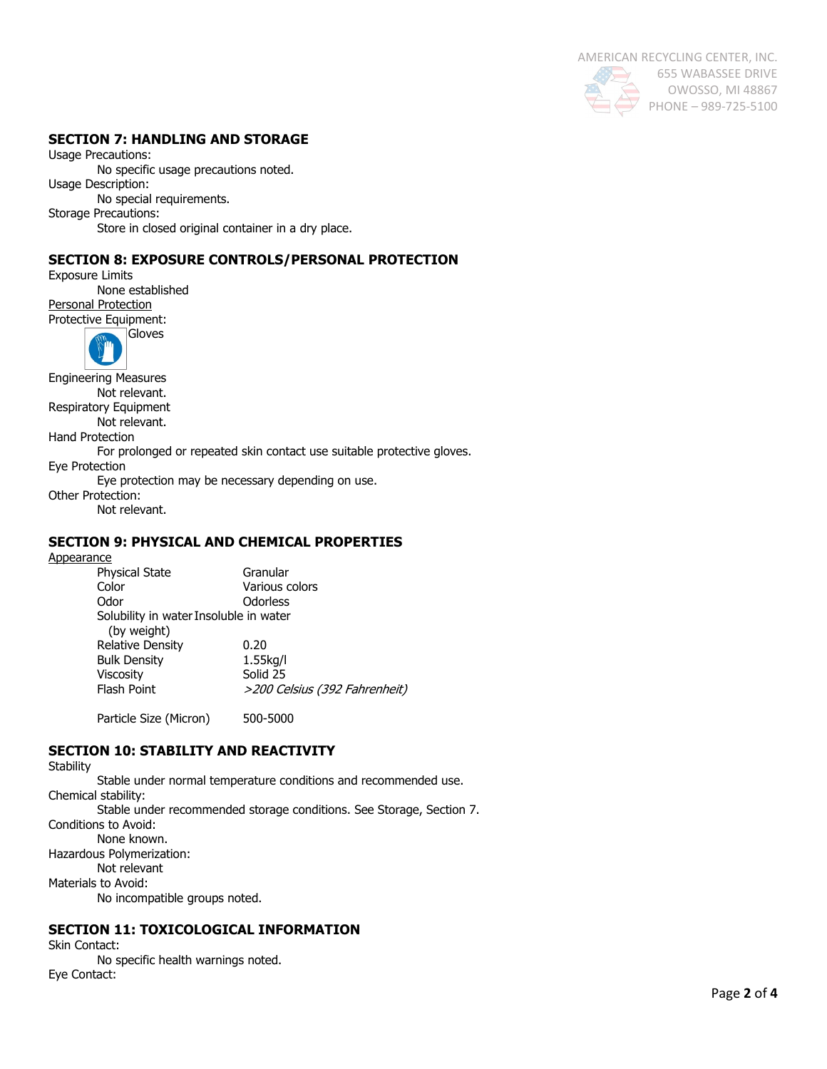## SECTION 7: HANDLING AND STORAGE

Usage Precautions:

No specific usage precautions noted.

Usage Description:

No special requirements.

Storage Precautions:

Store in closed original container in a dry place.

## SECTION 8: EXPOSURE CONTROLS/PERSONAL PROTECTION

Exposure Limits

None established

Personal Protection

Protective Equipment:

Gloves

Engineering Measures

Not relevant.

Respiratory Equipment

Not relevant.

Hand Protection

For prolonged or repeated skin contact use suitable protective gloves.

Eye Protection

Eye protection may be necessary depending on use.

Other Protection:

Not relevant.

## SECTION 9: PHYSICAL AND CHEMICAL PROPERTIES

Appearance

| | |
|---|---|
| Physical State | Granular |
| Color | Various colors |
| Odor | Odorless |
| Solubility in water (by weight) | Insoluble in water |
| Relative Density | 0.20 |
| Bulk Density | 1.55kg/l |
| Viscosity | Solid 25 |
| Flash Point | *>200 Celsius (392 Fahrenheit)* |
| Particle Size (Micron) | 500-5000 |

## SECTION 10: STABILITY AND REACTIVITY

Stability

Stable under normal temperature conditions and recommended use.

Chemical stability:

Stable under recommended storage conditions. See Storage, Section 7.

Conditions to Avoid:

None known.

Hazardous Polymerization:

Not relevant

Materials to Avoid:

No incompatible groups noted.

## SECTION 11: TOXICOLOGICAL INFORMATION

Skin Contact:

No specific health warnings noted.

Eye Contact: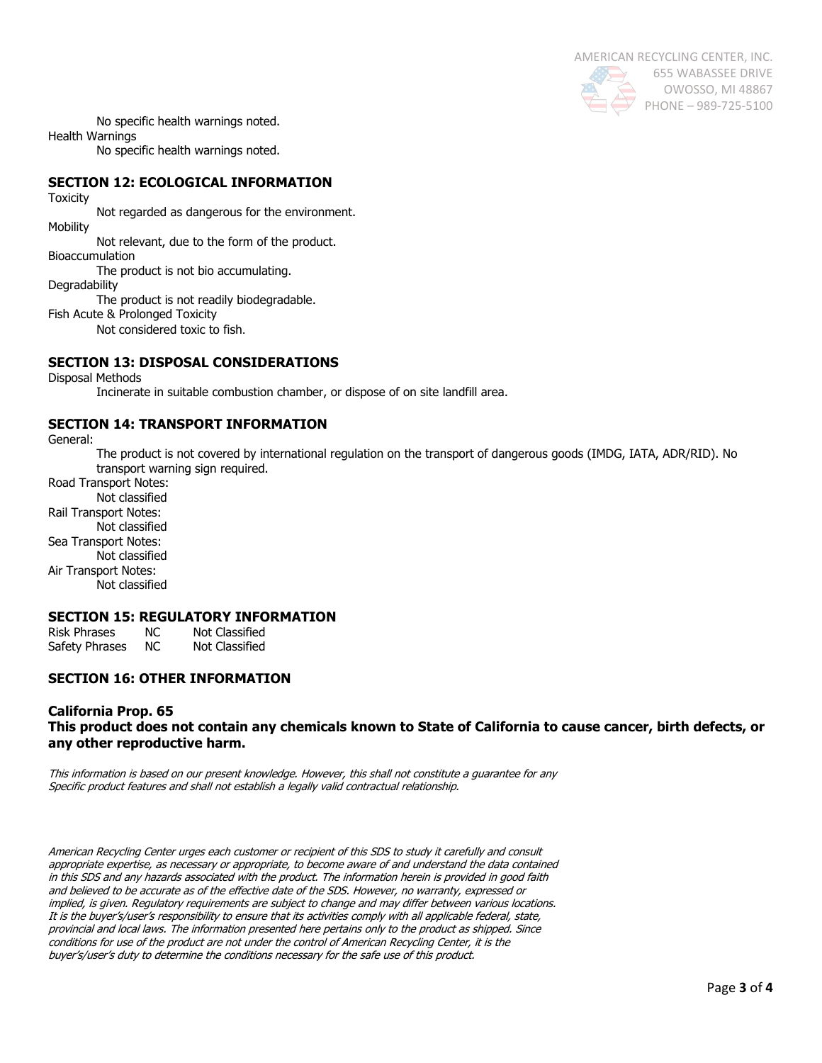No specific health warnings noted.

Health Warnings

No specific health warnings noted.

## SECTION 12: ECOLOGICAL INFORMATION

Toxicity

Not regarded as dangerous for the environment.

Mobility

Not relevant, due to the form of the product.

Bioaccumulation

The product is not bio accumulating.

Degradability

The product is not readily biodegradable.

Fish Acute & Prolonged Toxicity

Not considered toxic to fish.

## SECTION 13: DISPOSAL CONSIDERATIONS

Disposal Methods

Incinerate in suitable combustion chamber, or dispose of on site landfill area.

## SECTION 14: TRANSPORT INFORMATION

General:

The product is not covered by international regulation on the transport of dangerous goods (IMDG, IATA, ADR/RID). No transport warning sign required.

Road Transport Notes:

Not classified

Rail Transport Notes:

Not classified

Sea Transport Notes:

Not classified

Air Transport Notes:

Not classified

## SECTION 15: REGULATORY INFORMATION

| Risk Phrases | NC | Not Classified |
|---|---|---|
| Safety Phrases | NC | Not Classified |

## SECTION 16: OTHER INFORMATION

### California Prop. 65

**This product does not contain any chemicals known to State of California to cause cancer, birth defects, or any other reproductive harm.**

*This information is based on our present knowledge. However, this shall not constitute a guarantee for any Specific product features and shall not establish a legally valid contractual relationship.*

*American Recycling Center urges each customer or recipient of this SDS to study it carefully and consult appropriate expertise, as necessary or appropriate, to become aware of and understand the data contained in this SDS and any hazards associated with the product. The information herein is provided in good faith and believed to be accurate as of the effective date of the SDS. However, no warranty, expressed or implied, is given. Regulatory requirements are subject to change and may differ between various locations. It is the buyer's/user's responsibility to ensure that its activities comply with all applicable federal, state, provincial and local laws. The information presented here pertains only to the product as shipped. Since conditions for use of the product are not under the control of American Recycling Center, it is the buyer's/user's duty to determine the conditions necessary for the safe use of this product.*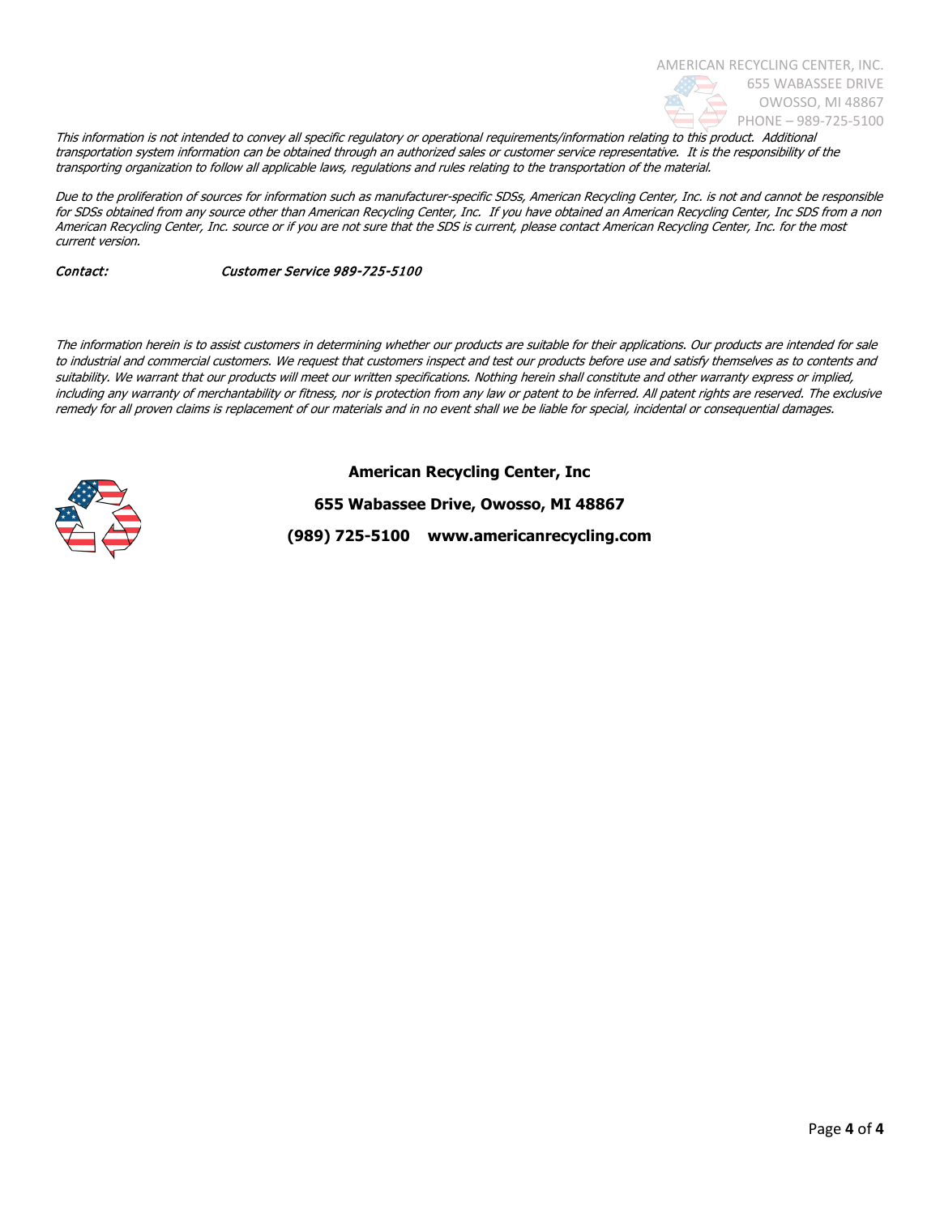*This information is not intended to convey all specific regulatory or operational requirements/information relating to this product. Additional transportation system information can be obtained through an authorized sales or customer service representative. It is the responsibility of the transporting organization to follow all applicable laws, regulations and rules relating to the transportation of the material.*

*Due to the proliferation of sources for information such as manufacturer-specific SDSs, American Recycling Center, Inc. is not and cannot be responsible for SDSs obtained from any source other than American Recycling Center, Inc. If you have obtained an American Recycling Center, Inc SDS from a non American Recycling Center, Inc. source or if you are not sure that the SDS is current, please contact American Recycling Center, Inc. for the most current version.*

*Contact:* *Customer Service 989-725-5100*

*The information herein is to assist customers in determining whether our products are suitable for their applications. Our products are intended for sale to industrial and commercial customers. We request that customers inspect and test our products before use and satisfy themselves as to contents and suitability. We warrant that our products will meet our written specifications. Nothing herein shall constitute and other warranty express or implied, including any warranty of merchantability or fitness, nor is protection from any law or patent to be inferred. All patent rights are reserved. The exclusive remedy for all proven claims is replacement of our materials and in no event shall we be liable for special, incidental or consequential damages.*

**American Recycling Center, Inc**

**655 Wabassee Drive, Owosso, MI 48867**

**(989) 725-5100 www.americanrecycling.com**